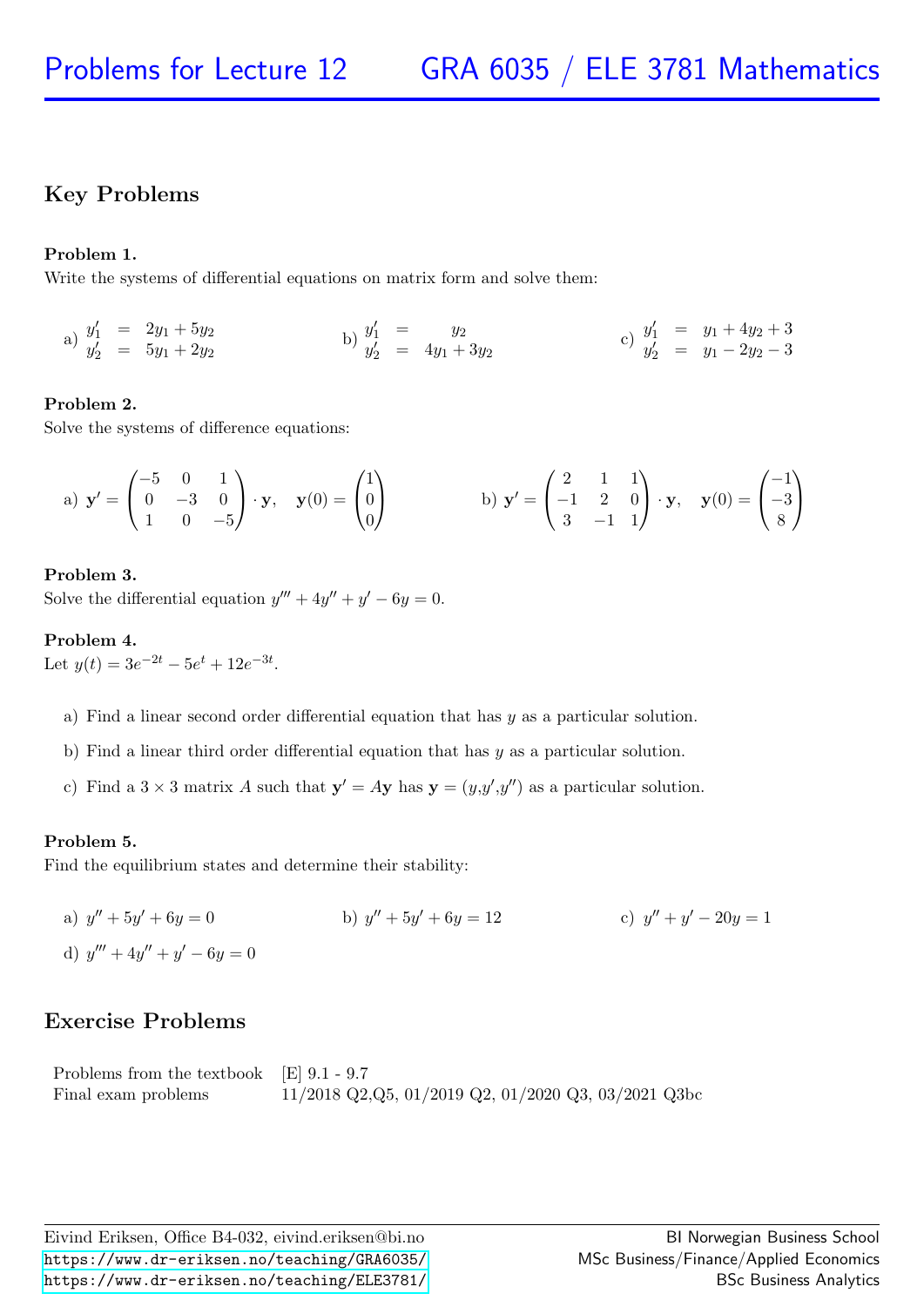# Problems for Lecture 12 — GRA 6035 / ELE 3781 Mathematics

## Key Problems

**Problem 1.**
Write the systems of differential equations on matrix form and solve them:

a) $$\begin{aligned} y_1' &= 2y_1 + 5y_2 \\ y_2' &= 5y_1 + 2y_2 \end{aligned}$$

b) $$\begin{aligned} y_1' &= y_2 \\ y_2' &= 4y_1 + 3y_2 \end{aligned}$$

c) $$\begin{aligned} y_1' &= y_1 + 4y_2 + 3 \\ y_2' &= y_1 - 2y_2 - 3 \end{aligned}$$

**Problem 2.**
Solve the systems of difference equations:

a) $$\mathbf{y}' = \begin{pmatrix} -5 & 0 & 1 \\ 0 & -3 & 0 \\ 1 & 0 & -5 \end{pmatrix} \cdot \mathbf{y}, \quad \mathbf{y}(0) = \begin{pmatrix} 1 \\ 0 \\ 0 \end{pmatrix}$$

b) $$\mathbf{y}' = \begin{pmatrix} 2 & 1 & 1 \\ -1 & 2 & 0 \\ 3 & -1 & 1 \end{pmatrix} \cdot \mathbf{y}, \quad \mathbf{y}(0) = \begin{pmatrix} -1 \\ -3 \\ 8 \end{pmatrix}$$

**Problem 3.**
Solve the differential equation $y''' + 4y'' + y' - 6y = 0$.

**Problem 4.**
Let $y(t) = 3e^{-2t} - 5e^{t} + 12e^{-3t}$.

a) Find a linear second order differential equation that has $y$ as a particular solution.

b) Find a linear third order differential equation that has $y$ as a particular solution.

c) Find a $3 \times 3$ matrix $A$ such that $\mathbf{y}' = A\mathbf{y}$ has $\mathbf{y} = (y, y', y'')$ as a particular solution.

**Problem 5.**
Find the equilibrium states and determine their stability:

a) $y'' + 5y' + 6y = 0$

b) $y'' + 5y' + 6y = 12$

c) $y'' + y' - 20y = 1$

d) $y''' + 4y'' + y' - 6y = 0$

## Exercise Problems

| | |
|---|---|
| Problems from the textbook | [E] 9.1 - 9.7 |
| Final exam problems | 11/2018 Q2,Q5, 01/2019 Q2, 01/2020 Q3, 03/2021 Q3bc |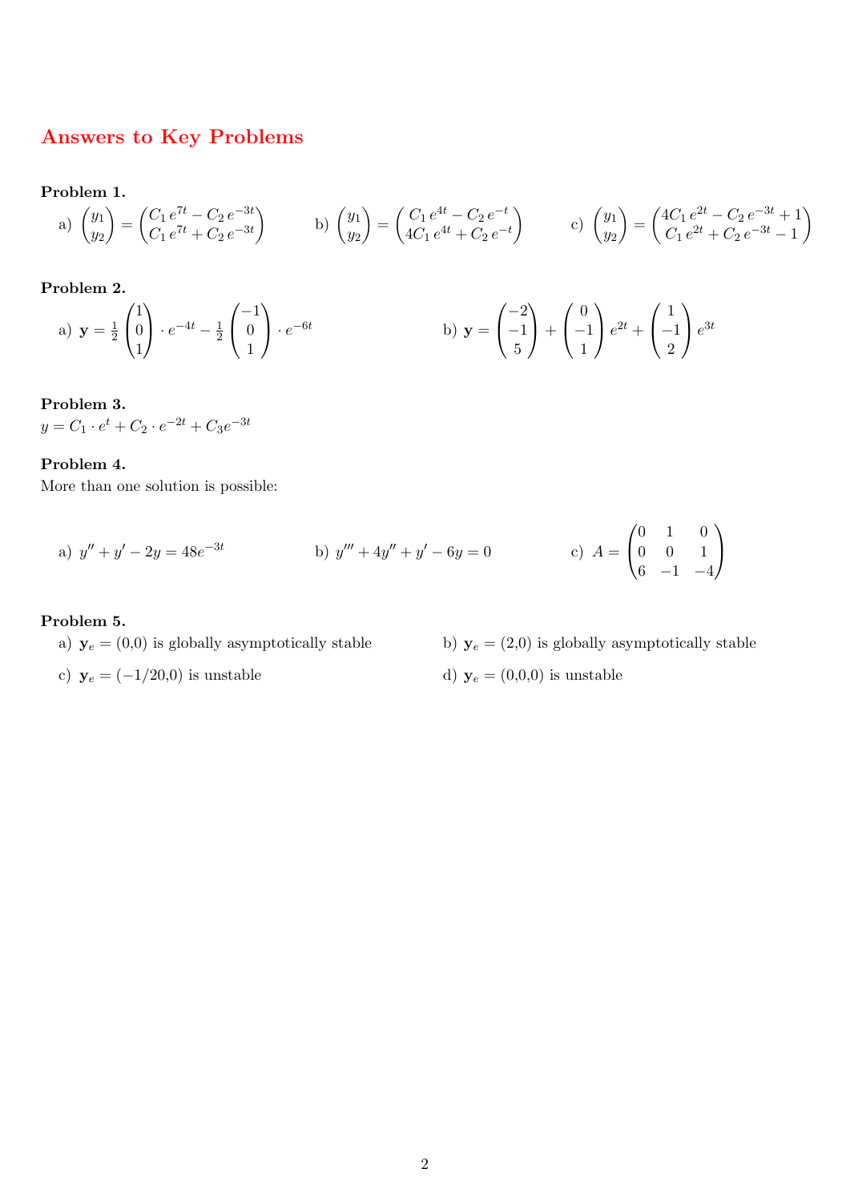## Answers to Key Problems

**Problem 1.**

a) $\begin{pmatrix} y_1 \\ y_2 \end{pmatrix} = \begin{pmatrix} C_1\, e^{7t} - C_2\, e^{-3t} \\ C_1\, e^{7t} + C_2\, e^{-3t} \end{pmatrix}$

b) $\begin{pmatrix} y_1 \\ y_2 \end{pmatrix} = \begin{pmatrix} C_1\, e^{4t} - C_2\, e^{-t} \\ 4C_1\, e^{4t} + C_2\, e^{-t} \end{pmatrix}$

c) $\begin{pmatrix} y_1 \\ y_2 \end{pmatrix} = \begin{pmatrix} 4C_1\, e^{2t} - C_2\, e^{-3t} + 1 \\ C_1\, e^{2t} + C_2\, e^{-3t} - 1 \end{pmatrix}$

**Problem 2.**

a) $\mathbf{y} = \frac{1}{2}\begin{pmatrix} 1 \\ 0 \\ 1 \end{pmatrix} \cdot e^{-4t} - \frac{1}{2}\begin{pmatrix} -1 \\ 0 \\ 1 \end{pmatrix} \cdot e^{-6t}$

b) $\mathbf{y} = \begin{pmatrix} -2 \\ -1 \\ 5 \end{pmatrix} + \begin{pmatrix} 0 \\ -1 \\ 1 \end{pmatrix} e^{2t} + \begin{pmatrix} 1 \\ -1 \\ 2 \end{pmatrix} e^{3t}$

**Problem 3.**

$y = C_1 \cdot e^{t} + C_2 \cdot e^{-2t} + C_3 e^{-3t}$

**Problem 4.**

More than one solution is possible:

a) $y'' + y' - 2y = 48e^{-3t}$

b) $y''' + 4y'' + y' - 6y = 0$

c) $A = \begin{pmatrix} 0 & 1 & 0 \\ 0 & 0 & 1 \\ 6 & -1 & -4 \end{pmatrix}$

**Problem 5.**

a) $\mathbf{y}_e = (0{,}0)$ is globally asymptotically stable

b) $\mathbf{y}_e = (2{,}0)$ is globally asymptotically stable

c) $\mathbf{y}_e = (-1/20{,}0)$ is unstable

d) $\mathbf{y}_e = (0{,}0{,}0)$ is unstable